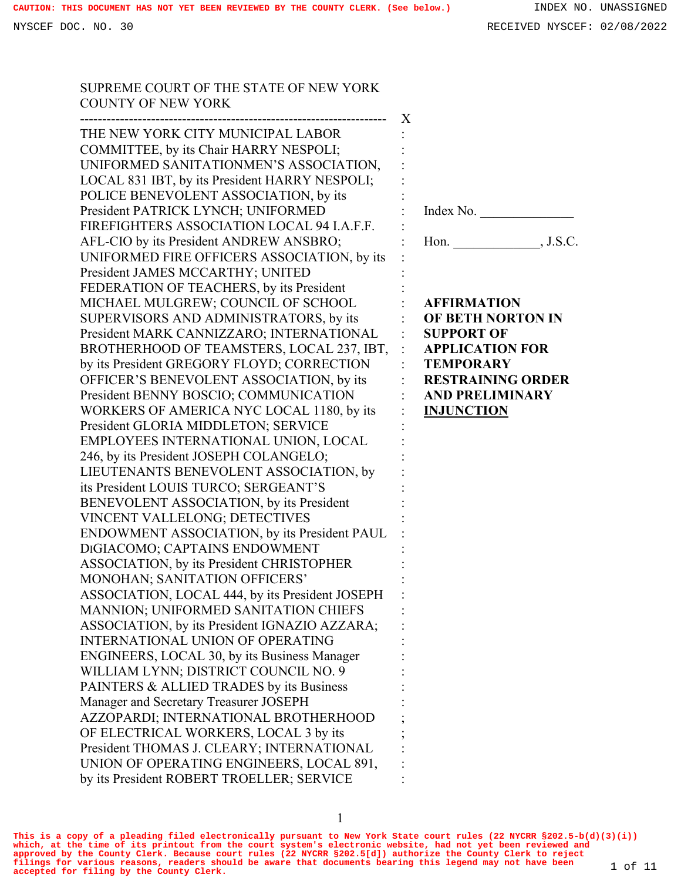SUPREME COURT OF THE STATE OF NEW YORK
COUNTY OF NEW YORK

---------------------------------------------------------------------- X

THE NEW YORK CITY MUNICIPAL LABOR COMMITTEE, by its Chair HARRY NESPOLI; UNIFORMED SANITATIONMEN'S ASSOCIATION, LOCAL 831 IBT, by its President HARRY NESPOLI; POLICE BENEVOLENT ASSOCIATION, by its President PATRICK LYNCH; UNIFORMED FIREFIGHTERS ASSOCIATION LOCAL 94 I.A.F.F. AFL-CIO by its President ANDREW ANSBRO; UNIFORMED FIRE OFFICERS ASSOCIATION, by its President JAMES MCCARTHY; UNITED FEDERATION OF TEACHERS, by its President MICHAEL MULGREW; COUNCIL OF SCHOOL SUPERVISORS AND ADMINISTRATORS, by its President MARK CANNIZZARO; INTERNATIONAL BROTHERHOOD OF TEAMSTERS, LOCAL 237, IBT, by its President GREGORY FLOYD; CORRECTION OFFICER'S BENEVOLENT ASSOCIATION, by its President BENNY BOSCIO; COMMUNICATION WORKERS OF AMERICA NYC LOCAL 1180, by its President GLORIA MIDDLETON; SERVICE EMPLOYEES INTERNATIONAL UNION, LOCAL 246, by its President JOSEPH COLANGELO; LIEUTENANTS BENEVOLENT ASSOCIATION, by its President LOUIS TURCO; SERGEANT'S BENEVOLENT ASSOCIATION, by its President VINCENT VALLELONG; DETECTIVES ENDOWMENT ASSOCIATION, by its President PAUL DIGIACOMO; CAPTAINS ENDOWMENT ASSOCIATION, by its President CHRISTOPHER MONOHAN; SANITATION OFFICERS' ASSOCIATION, LOCAL 444, by its President JOSEPH MANNION; UNIFORMED SANITATION CHIEFS ASSOCIATION, by its President IGNAZIO AZZARA; INTERNATIONAL UNION OF OPERATING ENGINEERS, LOCAL 30, by its Business Manager WILLIAM LYNN; DISTRICT COUNCIL NO. 9 PAINTERS & ALLIED TRADES by its Business Manager and Secretary Treasurer JOSEPH AZZOPARDI; INTERNATIONAL BROTHERHOOD OF ELECTRICAL WORKERS, LOCAL 3 by its President THOMAS J. CLEARY; INTERNATIONAL UNION OF OPERATING ENGINEERS, LOCAL 891, by its President ROBERT TROELLER; SERVICE

Index No. ______________

Hon. _____________, J.S.C.

**AFFIRMATION OF BETH NORTON IN SUPPORT OF APPLICATION FOR TEMPORARY RESTRAINING ORDER AND PRELIMINARY INJUNCTION**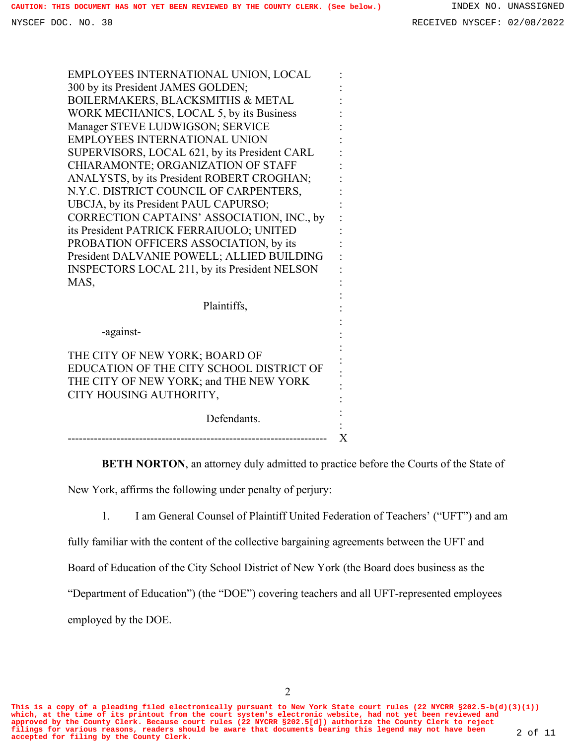EMPLOYEES INTERNATIONAL UNION, LOCAL 300 by its President JAMES GOLDEN; BOILERMAKERS, BLACKSMITHS & METAL WORK MECHANICS, LOCAL 5, by its Business Manager STEVE LUDWIGSON; SERVICE EMPLOYEES INTERNATIONAL UNION SUPERVISORS, LOCAL 621, by its President CARL CHIARAMONTE; ORGANIZATION OF STAFF ANALYSTS, by its President ROBERT CROGHAN; N.Y.C. DISTRICT COUNCIL OF CARPENTERS, UBCJA, by its President PAUL CAPURSO; CORRECTION CAPTAINS' ASSOCIATION, INC., by its President PATRICK FERRAIUOLO; UNITED PROBATION OFFICERS ASSOCIATION, by its President DALVANIE POWELL; ALLIED BUILDING INSPECTORS LOCAL 211, by its President NELSON MAS,

Plaintiffs,

-against-

THE CITY OF NEW YORK; BOARD OF EDUCATION OF THE CITY SCHOOL DISTRICT OF THE CITY OF NEW YORK; and THE NEW YORK CITY HOUSING AUTHORITY,

Defendants.

---------------------------------------------------------------------- X

**BETH NORTON**, an attorney duly admitted to practice before the Courts of the State of New York, affirms the following under penalty of perjury:

1. I am General Counsel of Plaintiff United Federation of Teachers' ("UFT") and am fully familiar with the content of the collective bargaining agreements between the UFT and Board of Education of the City School District of New York (the Board does business as the "Department of Education") (the "DOE") covering teachers and all UFT-represented employees employed by the DOE.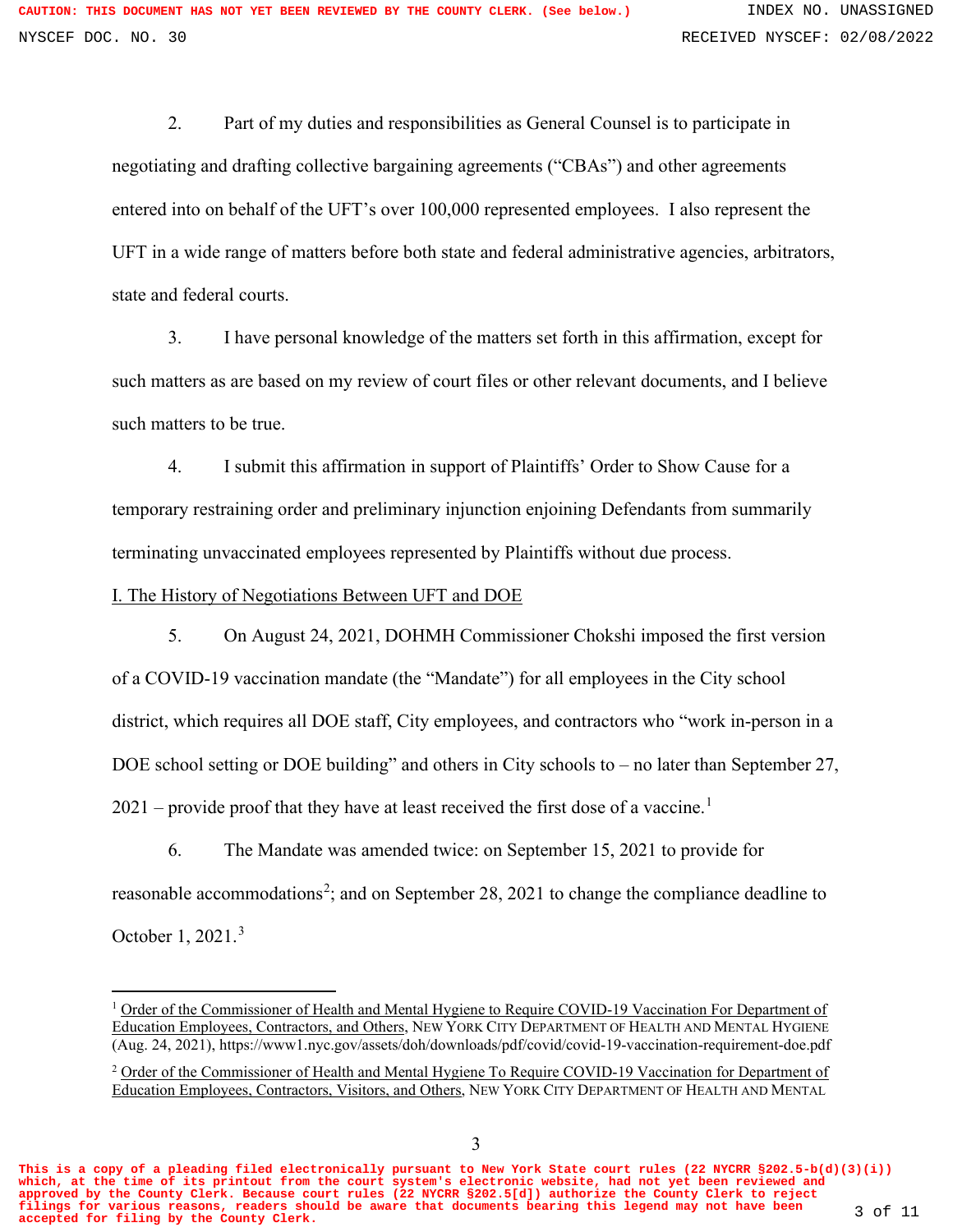2. Part of my duties and responsibilities as General Counsel is to participate in negotiating and drafting collective bargaining agreements ("CBAs") and other agreements entered into on behalf of the UFT's over 100,000 represented employees. I also represent the UFT in a wide range of matters before both state and federal administrative agencies, arbitrators, state and federal courts.

3. I have personal knowledge of the matters set forth in this affirmation, except for such matters as are based on my review of court files or other relevant documents, and I believe such matters to be true.

4. I submit this affirmation in support of Plaintiffs' Order to Show Cause for a temporary restraining order and preliminary injunction enjoining Defendants from summarily terminating unvaccinated employees represented by Plaintiffs without due process.

## I. The History of Negotiations Between UFT and DOE

5. On August 24, 2021, DOHMH Commissioner Chokshi imposed the first version of a COVID-19 vaccination mandate (the "Mandate") for all employees in the City school district, which requires all DOE staff, City employees, and contractors who "work in-person in a DOE school setting or DOE building" and others in City schools to – no later than September 27, 2021 – provide proof that they have at least received the first dose of a vaccine.[1]

6. The Mandate was amended twice: on September 15, 2021 to provide for reasonable accommodations[2]; and on September 28, 2021 to change the compliance deadline to October 1, 2021.[3]

---

[1] Order of the Commissioner of Health and Mental Hygiene to Require COVID-19 Vaccination For Department of Education Employees, Contractors, and Others, NEW YORK CITY DEPARTMENT OF HEALTH AND MENTAL HYGIENE (Aug. 24, 2021), https://www1.nyc.gov/assets/doh/downloads/pdf/covid/covid-19-vaccination-requirement-doe.pdf

[2] Order of the Commissioner of Health and Mental Hygiene To Require COVID-19 Vaccination for Department of Education Employees, Contractors, Visitors, and Others, NEW YORK CITY DEPARTMENT OF HEALTH AND MENTAL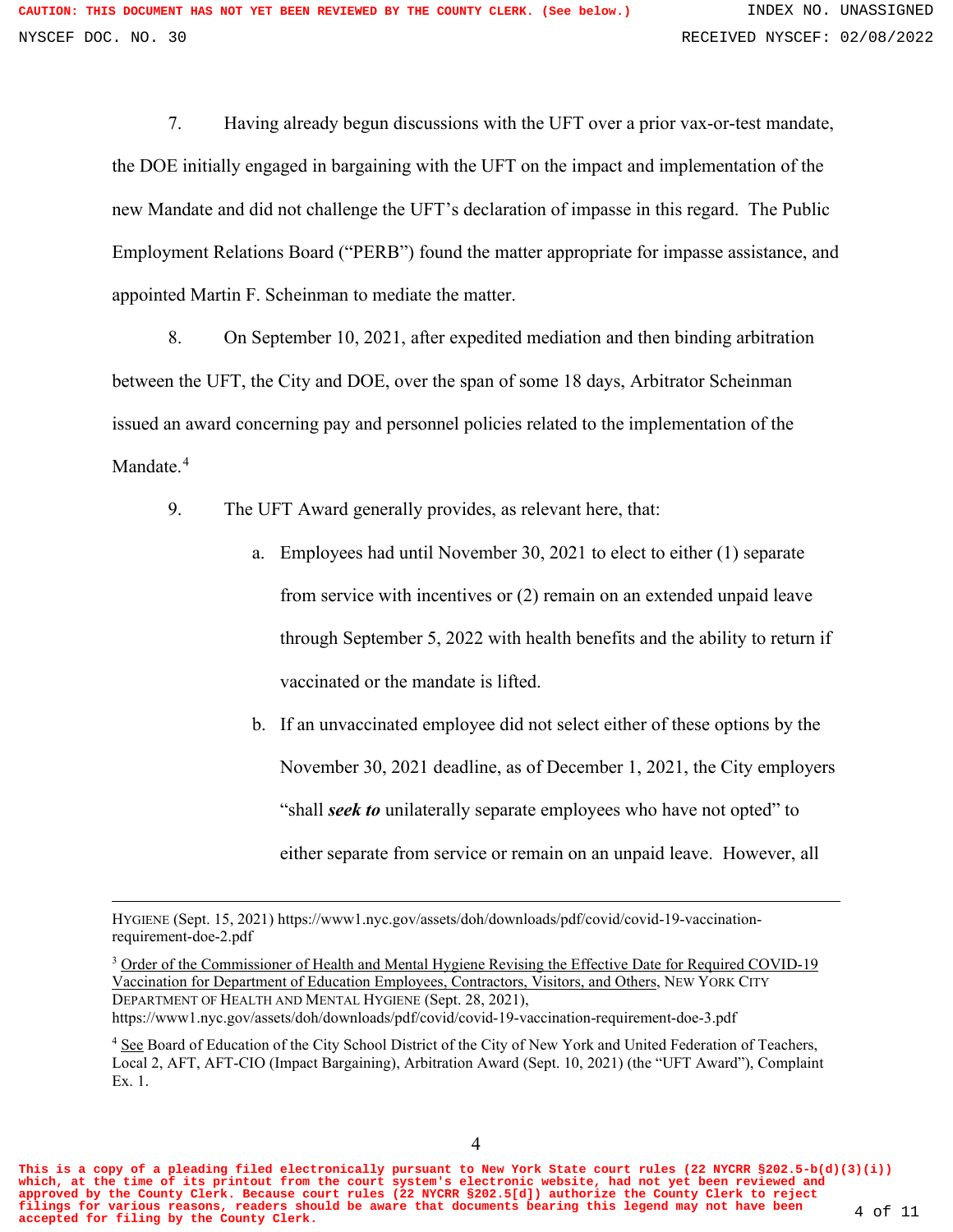7. Having already begun discussions with the UFT over a prior vax-or-test mandate, the DOE initially engaged in bargaining with the UFT on the impact and implementation of the new Mandate and did not challenge the UFT's declaration of impasse in this regard. The Public Employment Relations Board ("PERB") found the matter appropriate for impasse assistance, and appointed Martin F. Scheinman to mediate the matter.

8. On September 10, 2021, after expedited mediation and then binding arbitration between the UFT, the City and DOE, over the span of some 18 days, Arbitrator Scheinman issued an award concerning pay and personnel policies related to the implementation of the Mandate.[4]

9. The UFT Award generally provides, as relevant here, that:

a. Employees had until November 30, 2021 to elect to either (1) separate from service with incentives or (2) remain on an extended unpaid leave through September 5, 2022 with health benefits and the ability to return if vaccinated or the mandate is lifted.

b. If an unvaccinated employee did not select either of these options by the November 30, 2021 deadline, as of December 1, 2021, the City employers "shall ***seek to*** unilaterally separate employees who have not opted" to either separate from service or remain on an unpaid leave. However, all

---

HYGIENE (Sept. 15, 2021) https://www1.nyc.gov/assets/doh/downloads/pdf/covid/covid-19-vaccination-requirement-doe-2.pdf

[3] Order of the Commissioner of Health and Mental Hygiene Revising the Effective Date for Required COVID-19 Vaccination for Department of Education Employees, Contractors, Visitors, and Others, NEW YORK CITY DEPARTMENT OF HEALTH AND MENTAL HYGIENE (Sept. 28, 2021), https://www1.nyc.gov/assets/doh/downloads/pdf/covid/covid-19-vaccination-requirement-doe-3.pdf

[4] See Board of Education of the City School District of the City of New York and United Federation of Teachers, Local 2, AFT, AFT-CIO (Impact Bargaining), Arbitration Award (Sept. 10, 2021) (the "UFT Award"), Complaint Ex. 1.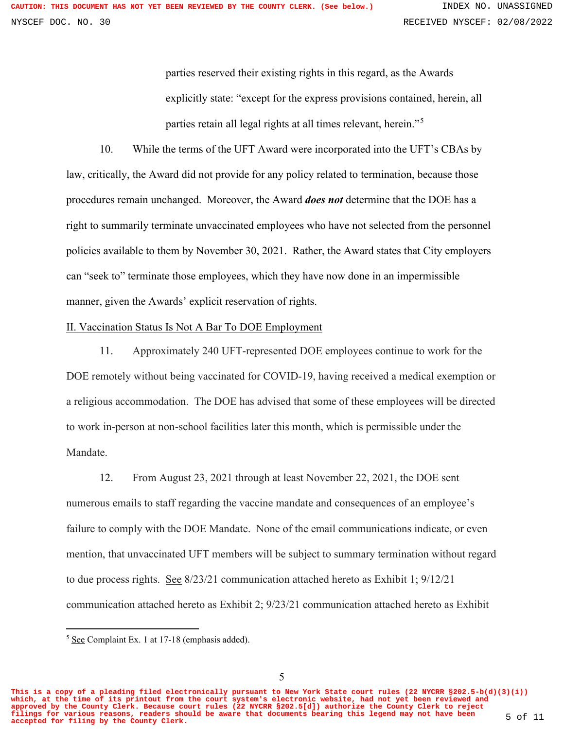parties reserved their existing rights in this regard, as the Awards explicitly state: "except for the express provisions contained, herein, all parties retain all legal rights at all times relevant, herein."[5]

10. While the terms of the UFT Award were incorporated into the UFT's CBAs by law, critically, the Award did not provide for any policy related to termination, because those procedures remain unchanged. Moreover, the Award ***does not*** determine that the DOE has a right to summarily terminate unvaccinated employees who have not selected from the personnel policies available to them by November 30, 2021. Rather, the Award states that City employers can "seek to" terminate those employees, which they have now done in an impermissible manner, given the Awards' explicit reservation of rights.

<u>II. Vaccination Status Is Not A Bar To DOE Employment</u>

11. Approximately 240 UFT-represented DOE employees continue to work for the DOE remotely without being vaccinated for COVID-19, having received a medical exemption or a religious accommodation. The DOE has advised that some of these employees will be directed to work in-person at non-school facilities later this month, which is permissible under the Mandate.

12. From August 23, 2021 through at least November 22, 2021, the DOE sent numerous emails to staff regarding the vaccine mandate and consequences of an employee's failure to comply with the DOE Mandate. None of the email communications indicate, or even mention, that unvaccinated UFT members will be subject to summary termination without regard to due process rights. <u>See</u> 8/23/21 communication attached hereto as Exhibit 1; 9/12/21 communication attached hereto as Exhibit 2; 9/23/21 communication attached hereto as Exhibit

---

[5] <u>See</u> Complaint Ex. 1 at 17-18 (emphasis added).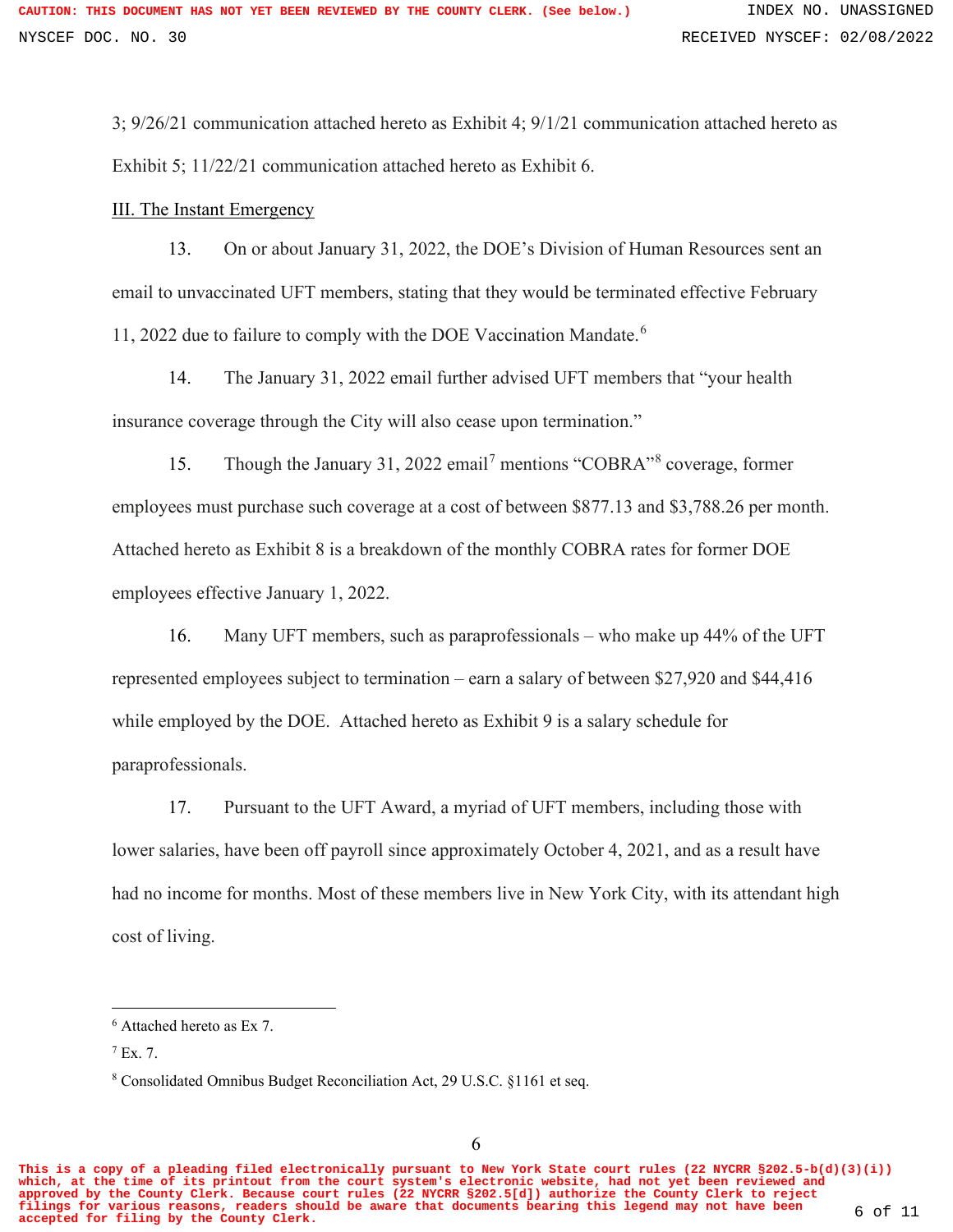3; 9/26/21 communication attached hereto as Exhibit 4; 9/1/21 communication attached hereto as Exhibit 5; 11/22/21 communication attached hereto as Exhibit 6.

III. The Instant Emergency

13. On or about January 31, 2022, the DOE's Division of Human Resources sent an email to unvaccinated UFT members, stating that they would be terminated effective February 11, 2022 due to failure to comply with the DOE Vaccination Mandate.[6]

14. The January 31, 2022 email further advised UFT members that "your health insurance coverage through the City will also cease upon termination."

15. Though the January 31, 2022 email[7] mentions "COBRA"[8] coverage, former employees must purchase such coverage at a cost of between $877.13 and $3,788.26 per month. Attached hereto as Exhibit 8 is a breakdown of the monthly COBRA rates for former DOE employees effective January 1, 2022.

16. Many UFT members, such as paraprofessionals – who make up 44% of the UFT represented employees subject to termination – earn a salary of between $27,920 and $44,416 while employed by the DOE. Attached hereto as Exhibit 9 is a salary schedule for paraprofessionals.

17. Pursuant to the UFT Award, a myriad of UFT members, including those with lower salaries, have been off payroll since approximately October 4, 2021, and as a result have had no income for months. Most of these members live in New York City, with its attendant high cost of living.

---

[6] Attached hereto as Ex 7.

[7] Ex. 7.

[8] Consolidated Omnibus Budget Reconciliation Act, 29 U.S.C. §1161 et seq.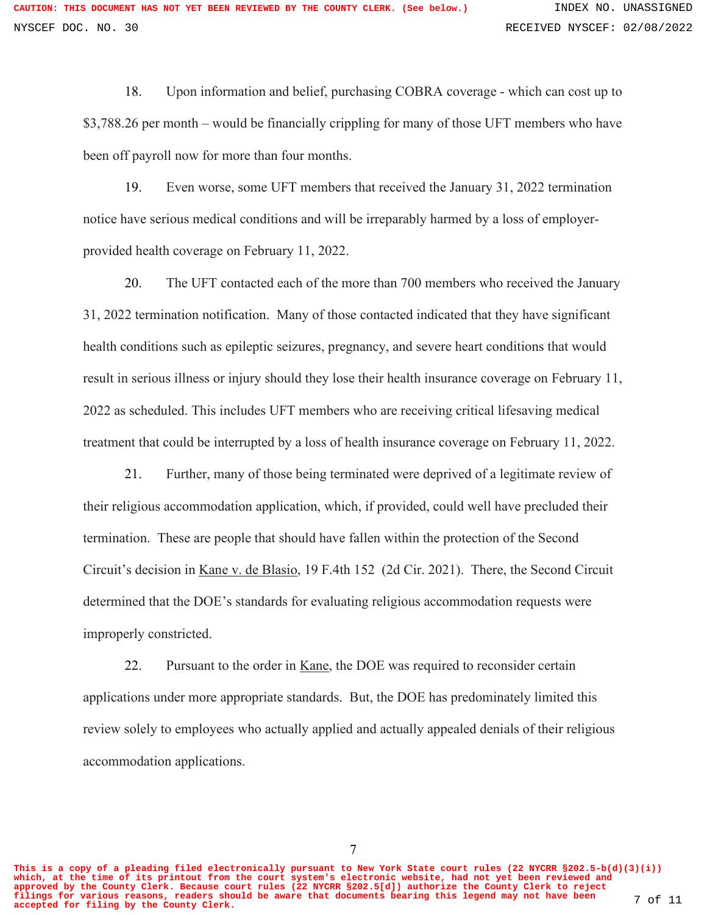18. Upon information and belief, purchasing COBRA coverage - which can cost up to $3,788.26 per month – would be financially crippling for many of those UFT members who have been off payroll now for more than four months.

19. Even worse, some UFT members that received the January 31, 2022 termination notice have serious medical conditions and will be irreparably harmed by a loss of employer-provided health coverage on February 11, 2022.

20. The UFT contacted each of the more than 700 members who received the January 31, 2022 termination notification. Many of those contacted indicated that they have significant health conditions such as epileptic seizures, pregnancy, and severe heart conditions that would result in serious illness or injury should they lose their health insurance coverage on February 11, 2022 as scheduled. This includes UFT members who are receiving critical lifesaving medical treatment that could be interrupted by a loss of health insurance coverage on February 11, 2022.

21. Further, many of those being terminated were deprived of a legitimate review of their religious accommodation application, which, if provided, could well have precluded their termination. These are people that should have fallen within the protection of the Second Circuit's decision in Kane v. de Blasio, 19 F.4th 152 (2d Cir. 2021). There, the Second Circuit determined that the DOE's standards for evaluating religious accommodation requests were improperly constricted.

22. Pursuant to the order in Kane, the DOE was required to reconsider certain applications under more appropriate standards. But, the DOE has predominately limited this review solely to employees who actually applied and actually appealed denials of their religious accommodation applications.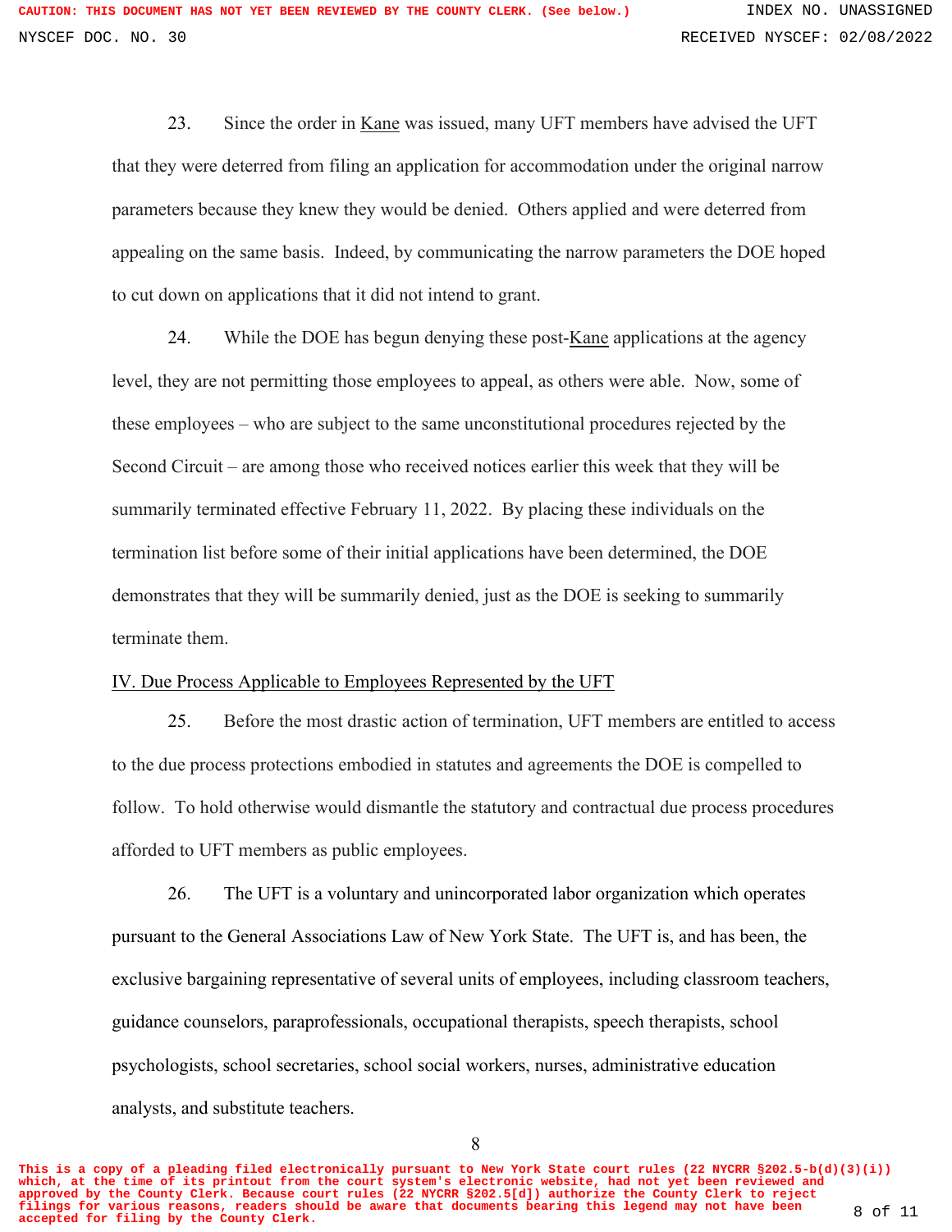23. Since the order in Kane was issued, many UFT members have advised the UFT that they were deterred from filing an application for accommodation under the original narrow parameters because they knew they would be denied. Others applied and were deterred from appealing on the same basis. Indeed, by communicating the narrow parameters the DOE hoped to cut down on applications that it did not intend to grant.

24. While the DOE has begun denying these post-Kane applications at the agency level, they are not permitting those employees to appeal, as others were able. Now, some of these employees – who are subject to the same unconstitutional procedures rejected by the Second Circuit – are among those who received notices earlier this week that they will be summarily terminated effective February 11, 2022. By placing these individuals on the termination list before some of their initial applications have been determined, the DOE demonstrates that they will be summarily denied, just as the DOE is seeking to summarily terminate them.

IV. Due Process Applicable to Employees Represented by the UFT

25. Before the most drastic action of termination, UFT members are entitled to access to the due process protections embodied in statutes and agreements the DOE is compelled to follow. To hold otherwise would dismantle the statutory and contractual due process procedures afforded to UFT members as public employees.

26. The UFT is a voluntary and unincorporated labor organization which operates pursuant to the General Associations Law of New York State. The UFT is, and has been, the exclusive bargaining representative of several units of employees, including classroom teachers, guidance counselors, paraprofessionals, occupational therapists, speech therapists, school psychologists, school secretaries, school social workers, nurses, administrative education analysts, and substitute teachers.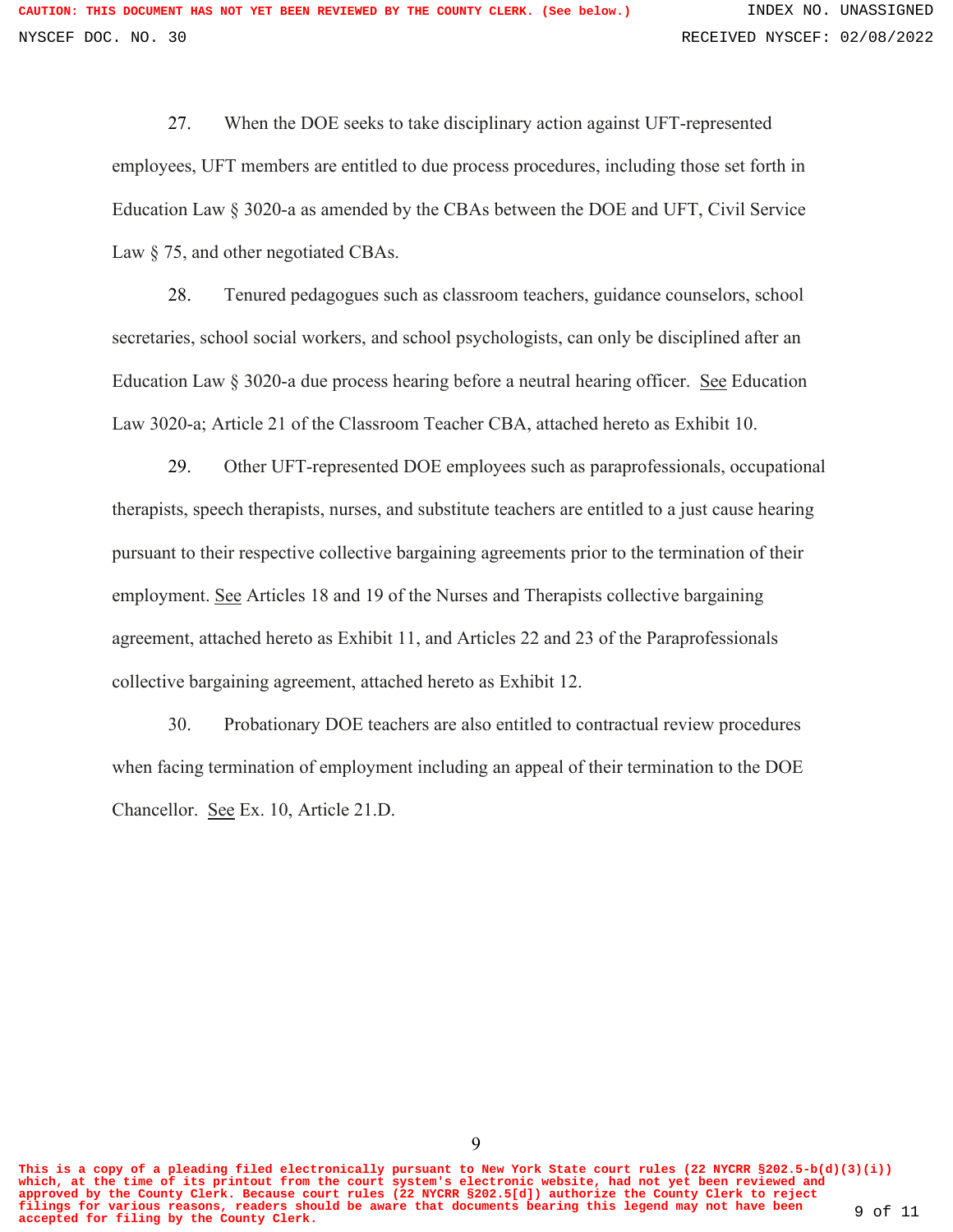27. When the DOE seeks to take disciplinary action against UFT-represented employees, UFT members are entitled to due process procedures, including those set forth in Education Law § 3020-a as amended by the CBAs between the DOE and UFT, Civil Service Law § 75, and other negotiated CBAs.

28. Tenured pedagogues such as classroom teachers, guidance counselors, school secretaries, school social workers, and school psychologists, can only be disciplined after an Education Law § 3020-a due process hearing before a neutral hearing officer. See Education Law 3020-a; Article 21 of the Classroom Teacher CBA, attached hereto as Exhibit 10.

29. Other UFT-represented DOE employees such as paraprofessionals, occupational therapists, speech therapists, nurses, and substitute teachers are entitled to a just cause hearing pursuant to their respective collective bargaining agreements prior to the termination of their employment. See Articles 18 and 19 of the Nurses and Therapists collective bargaining agreement, attached hereto as Exhibit 11, and Articles 22 and 23 of the Paraprofessionals collective bargaining agreement, attached hereto as Exhibit 12.

30. Probationary DOE teachers are also entitled to contractual review procedures when facing termination of employment including an appeal of their termination to the DOE Chancellor. See Ex. 10, Article 21.D.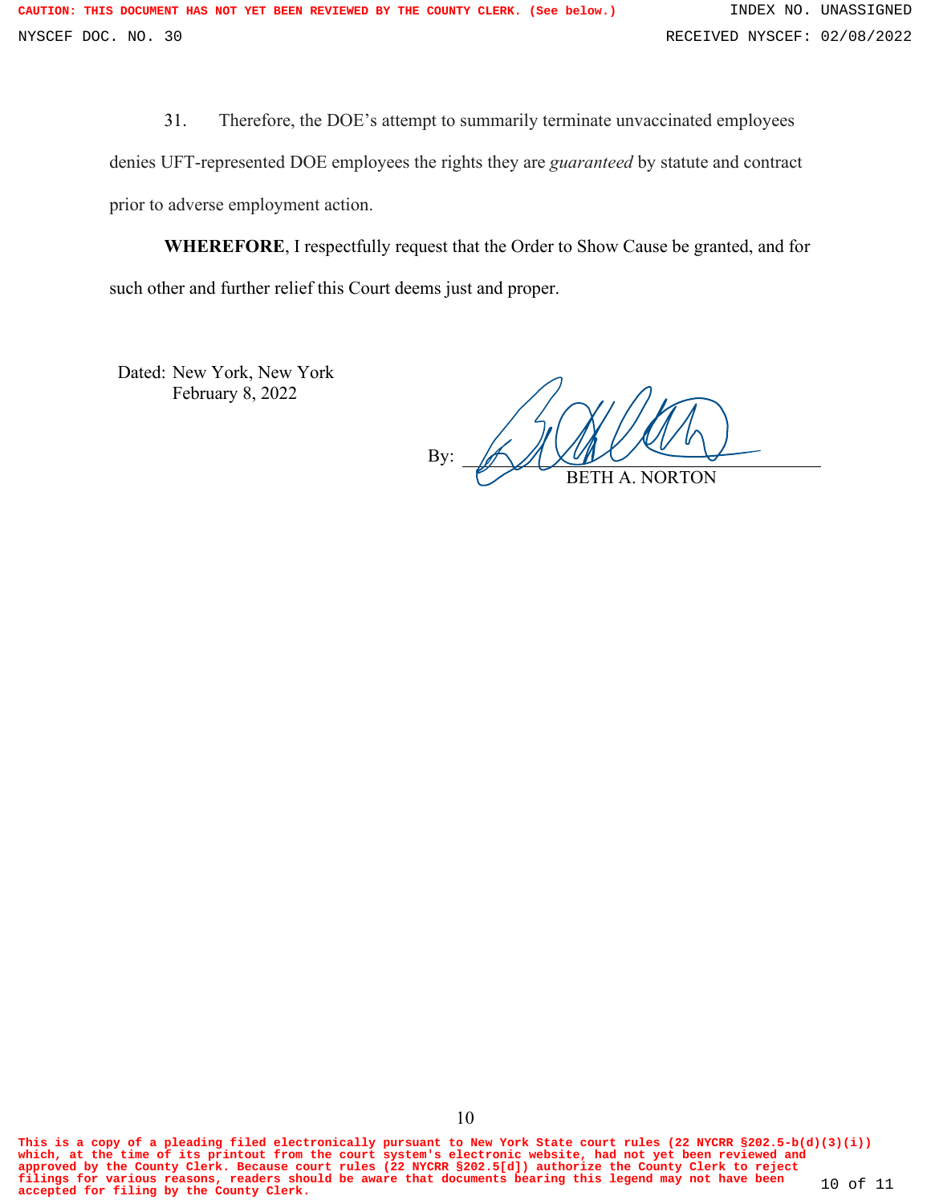31. Therefore, the DOE's attempt to summarily terminate unvaccinated employees denies UFT-represented DOE employees the rights they are *guaranteed* by statute and contract prior to adverse employment action.

**WHEREFORE**, I respectfully request that the Order to Show Cause be granted, and for such other and further relief this Court deems just and proper.

Dated: New York, New York
February 8, 2022

By: ______________________________
BETH A. NORTON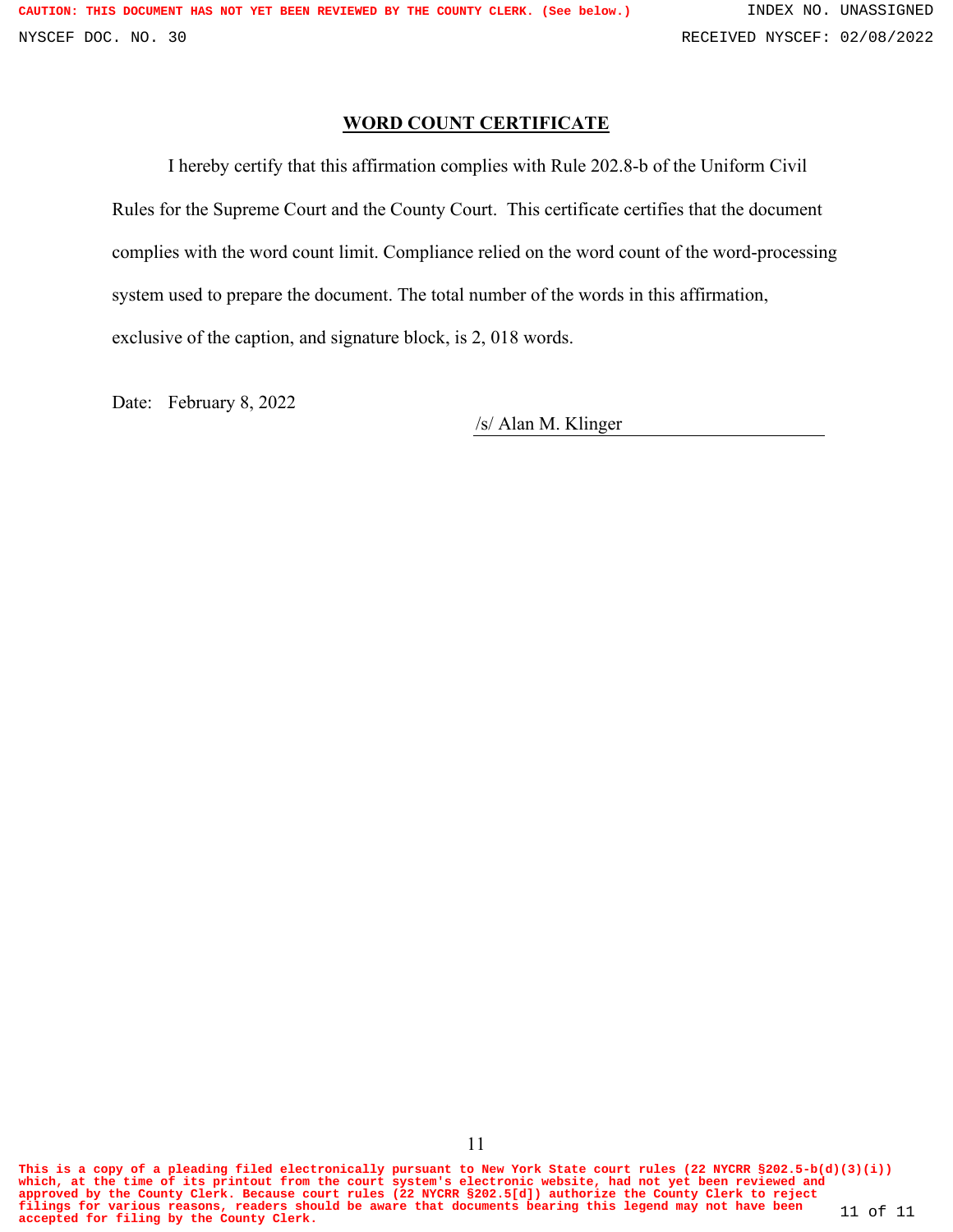## WORD COUNT CERTIFICATE

I hereby certify that this affirmation complies with Rule 202.8-b of the Uniform Civil Rules for the Supreme Court and the County Court. This certificate certifies that the document complies with the word count limit. Compliance relied on the word count of the word-processing system used to prepare the document. The total number of the words in this affirmation, exclusive of the caption, and signature block, is 2, 018 words.

Date: February 8, 2022

/s/ Alan M. Klinger